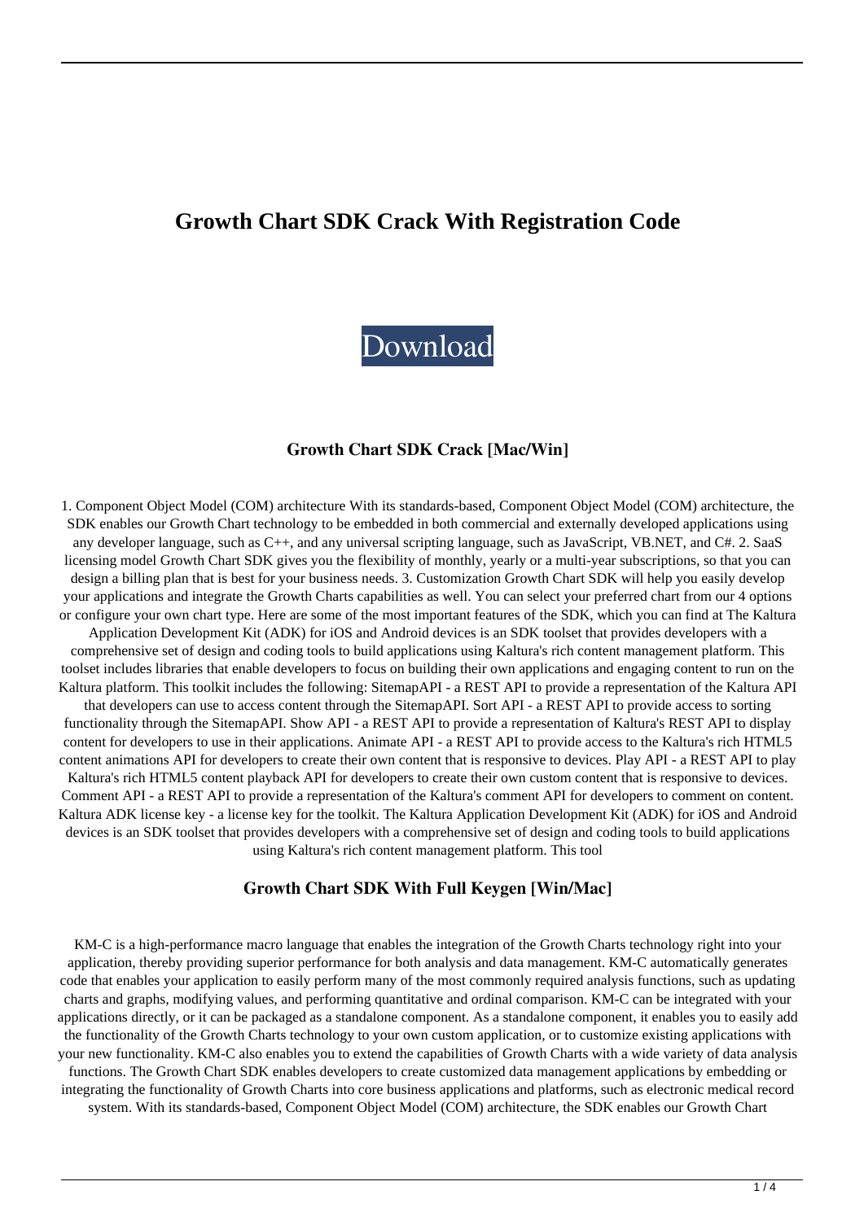# Growth Chart SDK Crack With Registration Code

Download

### Growth Chart SDK Crack [Mac/Win]

1. Component Object Model (COM) architecture With its standards-based, Component Object Model (COM) architecture, the SDK enables our Growth Chart technology to be embedded in both commercial and externally developed applications using any developer language, such as C++, and any universal scripting language, such as JavaScript, VB.NET, and C#. 2. SaaS licensing model Growth Chart SDK gives you the flexibility of monthly, yearly or a multi-year subscriptions, so that you can design a billing plan that is best for your business needs. 3. Customization Growth Chart SDK will help you easily develop your applications and integrate the Growth Charts capabilities as well. You can select your preferred chart from our 4 options or configure your own chart type. Here are some of the most important features of the SDK, which you can find at The Kaltura Application Development Kit (ADK) for iOS and Android devices is an SDK toolset that provides developers with a comprehensive set of design and coding tools to build applications using Kaltura's rich content management platform. This toolset includes libraries that enable developers to focus on building their own applications and engaging content to run on the Kaltura platform. This toolkit includes the following: SitemapAPI - a REST API to provide a representation of the Kaltura API that developers can use to access content through the SitemapAPI. Sort API - a REST API to provide access to sorting functionality through the SitemapAPI. Show API - a REST API to provide a representation of Kaltura's REST API to display content for developers to use in their applications. Animate API - a REST API to provide access to the Kaltura's rich HTML5 content animations API for developers to create their own content that is responsive to devices. Play API - a REST API to play Kaltura's rich HTML5 content playback API for developers to create their own custom content that is responsive to devices. Comment API - a REST API to provide a representation of the Kaltura's comment API for developers to comment on content. Kaltura ADK license key - a license key for the toolkit. The Kaltura Application Development Kit (ADK) for iOS and Android devices is an SDK toolset that provides developers with a comprehensive set of design and coding tools to build applications using Kaltura's rich content management platform. This tool

### Growth Chart SDK With Full Keygen [Win/Mac]

KM-C is a high-performance macro language that enables the integration of the Growth Charts technology right into your application, thereby providing superior performance for both analysis and data management. KM-C automatically generates code that enables your application to easily perform many of the most commonly required analysis functions, such as updating charts and graphs, modifying values, and performing quantitative and ordinal comparison. KM-C can be integrated with your applications directly, or it can be packaged as a standalone component. As a standalone component, it enables you to easily add the functionality of the Growth Charts technology to your own custom application, or to customize existing applications with your new functionality. KM-C also enables you to extend the capabilities of Growth Charts with a wide variety of data analysis functions. The Growth Chart SDK enables developers to create customized data management applications by embedding or integrating the functionality of Growth Charts into core business applications and platforms, such as electronic medical record system. With its standards-based, Component Object Model (COM) architecture, the SDK enables our Growth Chart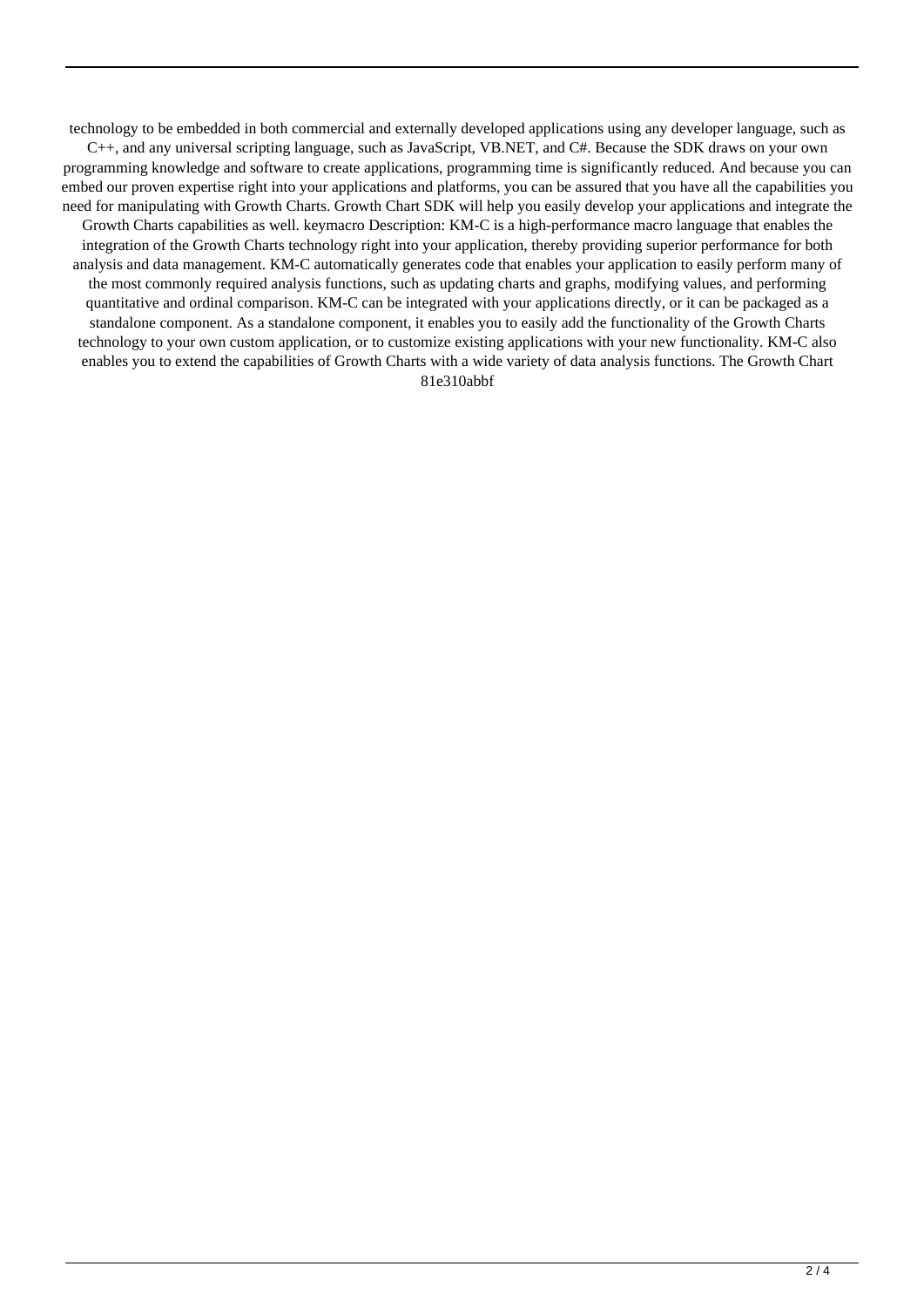technology to be embedded in both commercial and externally developed applications using any developer language, such as C++, and any universal scripting language, such as JavaScript, VB.NET, and C#. Because the SDK draws on your own programming knowledge and software to create applications, programming time is significantly reduced. And because you can embed our proven expertise right into your applications and platforms, you can be assured that you have all the capabilities you need for manipulating with Growth Charts. Growth Chart SDK will help you easily develop your applications and integrate the Growth Charts capabilities as well. keymacro Description: KM-C is a high-performance macro language that enables the integration of the Growth Charts technology right into your application, thereby providing superior performance for both analysis and data management. KM-C automatically generates code that enables your application to easily perform many of the most commonly required analysis functions, such as updating charts and graphs, modifying values, and performing quantitative and ordinal comparison. KM-C can be integrated with your applications directly, or it can be packaged as a standalone component. As a standalone component, it enables you to easily add the functionality of the Growth Charts technology to your own custom application, or to customize existing applications with your new functionality. KM-C also enables you to extend the capabilities of Growth Charts with a wide variety of data analysis functions. The Growth Chart 81e310abbf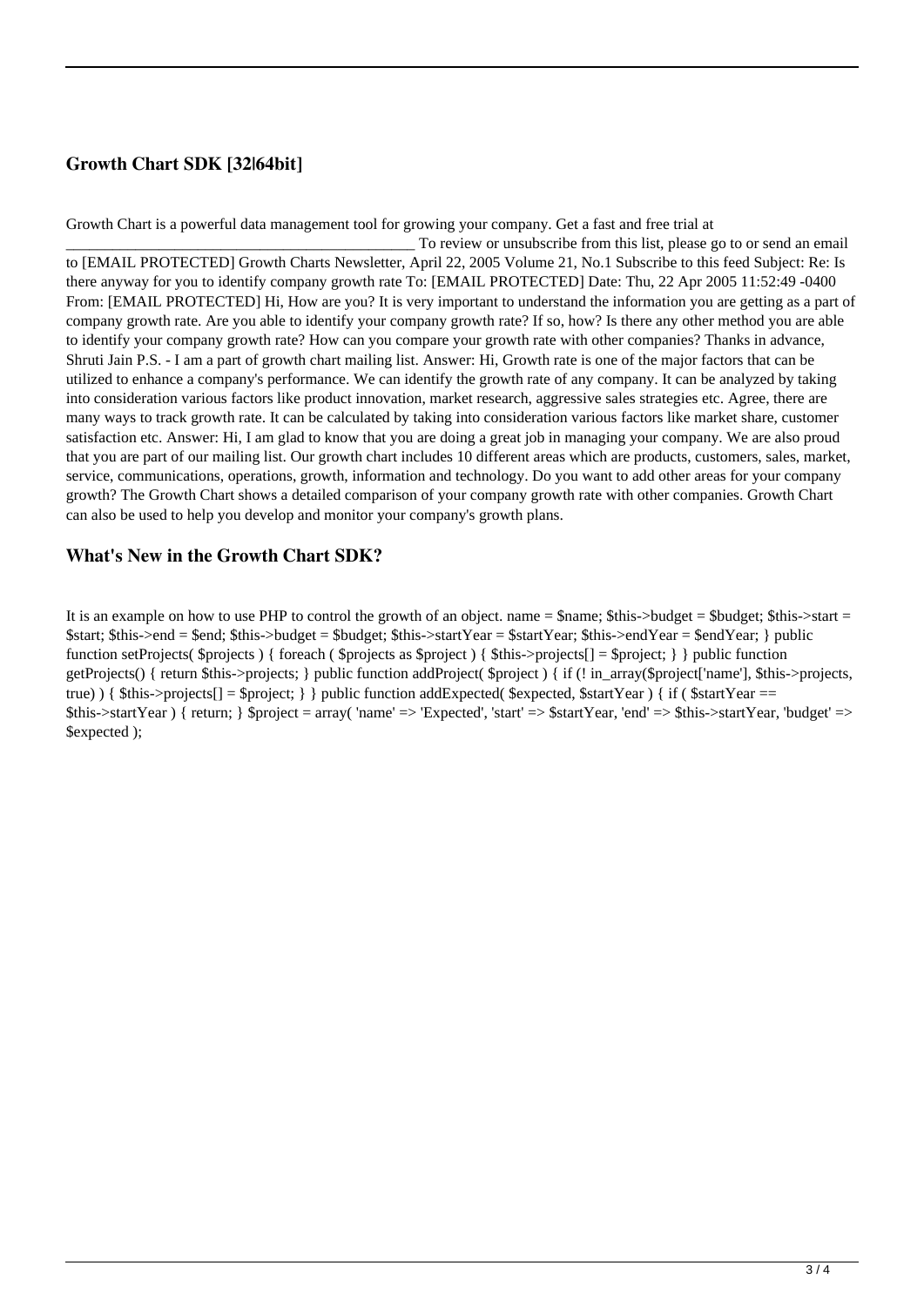## Growth Chart SDK [32|64bit]

Growth Chart is a powerful data management tool for growing your company. Get a fast and free trial at ____________________________________________ To review or unsubscribe from this list, please go to or send an email to [EMAIL PROTECTED] Growth Charts Newsletter, April 22, 2005 Volume 21, No.1 Subscribe to this feed Subject: Re: Is there anyway for you to identify company growth rate To: [EMAIL PROTECTED] Date: Thu, 22 Apr 2005 11:52:49 -0400 From: [EMAIL PROTECTED] Hi, How are you? It is very important to understand the information you are getting as a part of company growth rate. Are you able to identify your company growth rate? If so, how? Is there any other method you are able to identify your company growth rate? How can you compare your growth rate with other companies? Thanks in advance, Shruti Jain P.S. - I am a part of growth chart mailing list. Answer: Hi, Growth rate is one of the major factors that can be utilized to enhance a company's performance. We can identify the growth rate of any company. It can be analyzed by taking into consideration various factors like product innovation, market research, aggressive sales strategies etc. Agree, there are many ways to track growth rate. It can be calculated by taking into consideration various factors like market share, customer satisfaction etc. Answer: Hi, I am glad to know that you are doing a great job in managing your company. We are also proud that you are part of our mailing list. Our growth chart includes 10 different areas which are products, customers, sales, market, service, communications, operations, growth, information and technology. Do you want to add other areas for your company growth? The Growth Chart shows a detailed comparison of your company growth rate with other companies. Growth Chart can also be used to help you develop and monitor your company's growth plans.

## What's New in the Growth Chart SDK?

It is an example on how to use PHP to control the growth of an object. name = $name; $this->budget = $budget; $this->start = $start; $this->end = $end; $this->budget = $budget; $this->startYear = $startYear; $this->endYear = $endYear; } public function setProjects( $projects ) { foreach ( $projects as $project ) { $this->projects[] = $project; } } public function getProjects() { return $this->projects; } public function addProject( $project ) { if (! in_array($project['name'], $this->projects, true) ) { $this->projects[] = $project; } } public function addExpected( $expected, $startYear ) { if ( $startYear == $this->startYear ) { return; } $project = array( 'name' => 'Expected', 'start' => $startYear, 'end' => $this->startYear, 'budget' => $expected );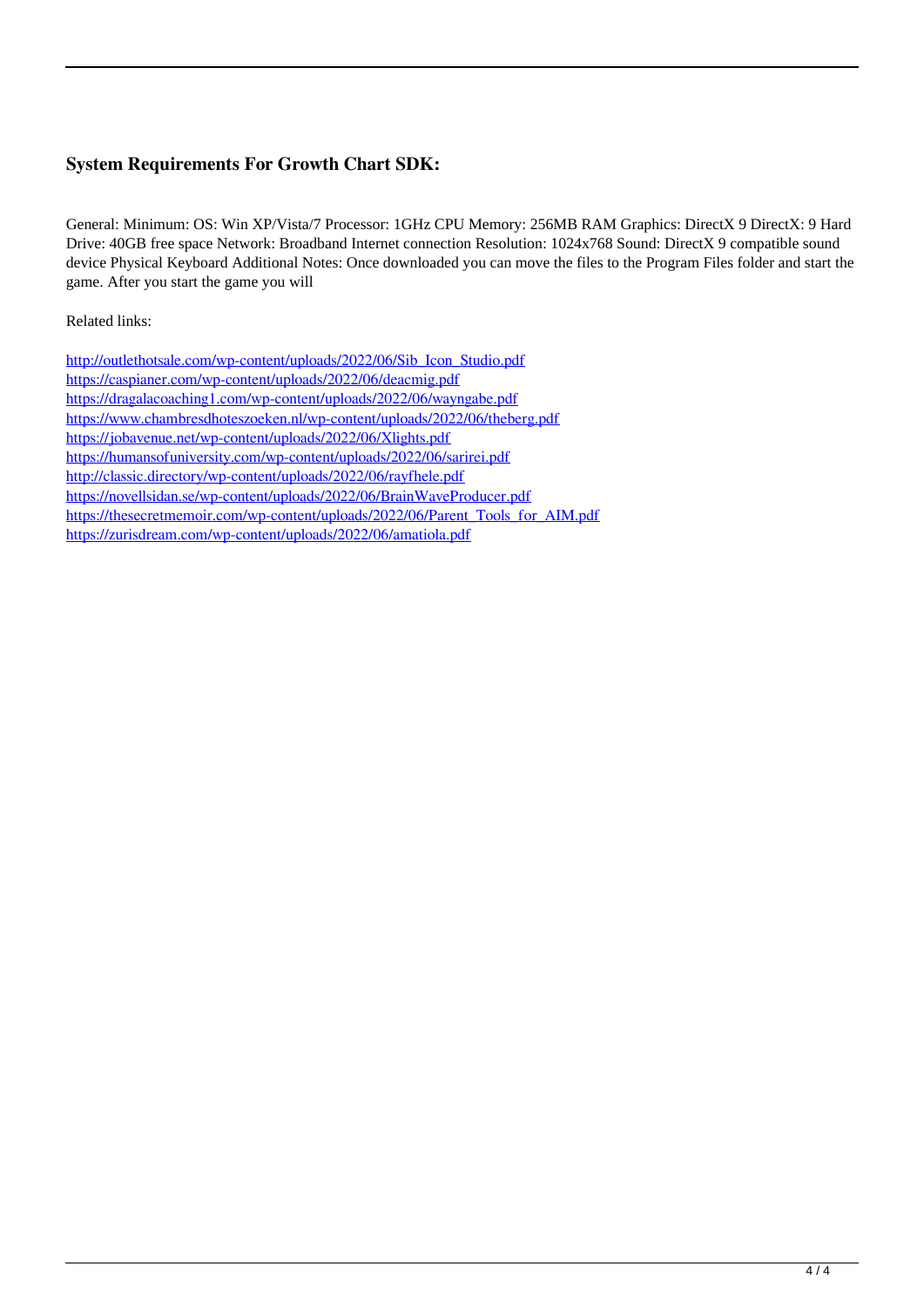### System Requirements For Growth Chart SDK:

General: Minimum: OS: Win XP/Vista/7 Processor: 1GHz CPU Memory: 256MB RAM Graphics: DirectX 9 DirectX: 9 Hard Drive: 40GB free space Network: Broadband Internet connection Resolution: 1024x768 Sound: DirectX 9 compatible sound device Physical Keyboard Additional Notes: Once downloaded you can move the files to the Program Files folder and start the game. After you start the game you will

Related links:

http://outlethotsale.com/wp-content/uploads/2022/06/Sib_Icon_Studio.pdf
https://caspianer.com/wp-content/uploads/2022/06/deacmig.pdf
https://dragalacoaching1.com/wp-content/uploads/2022/06/wayngabe.pdf
https://www.chambresdhoteszoeken.nl/wp-content/uploads/2022/06/theberg.pdf
https://jobavenue.net/wp-content/uploads/2022/06/Xlights.pdf
https://humansofuniversity.com/wp-content/uploads/2022/06/sarirei.pdf
http://classic.directory/wp-content/uploads/2022/06/rayfhele.pdf
https://novellsidan.se/wp-content/uploads/2022/06/BrainWaveProducer.pdf
https://thesecretmemoir.com/wp-content/uploads/2022/06/Parent_Tools_for_AIM.pdf
https://zurisdream.com/wp-content/uploads/2022/06/amatiola.pdf